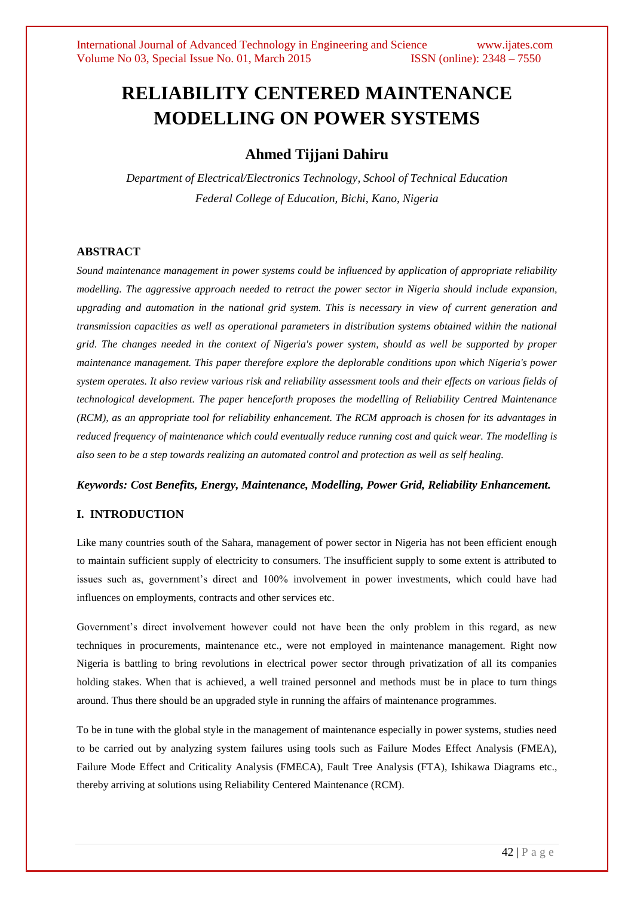# RELIABILITY CENTERED MAINTENANCE MODELLING ON POWER SYSTEMS

## Ahmed Tijjani Dahiru

*Department of Electrical/Electronics Technology, School of Technical Education*
*Federal College of Education, Bichi, Kano, Nigeria*

### ABSTRACT

*Sound maintenance management in power systems could be influenced by application of appropriate reliability modelling. The aggressive approach needed to retract the power sector in Nigeria should include expansion, upgrading and automation in the national grid system. This is necessary in view of current generation and transmission capacities as well as operational parameters in distribution systems obtained within the national grid. The changes needed in the context of Nigeria's power system, should as well be supported by proper maintenance management. This paper therefore explore the deplorable conditions upon which Nigeria's power system operates. It also review various risk and reliability assessment tools and their effects on various fields of technological development. The paper henceforth proposes the modelling of Reliability Centred Maintenance (RCM), as an appropriate tool for reliability enhancement. The RCM approach is chosen for its advantages in reduced frequency of maintenance which could eventually reduce running cost and quick wear. The modelling is also seen to be a step towards realizing an automated control and protection as well as self healing.*

***Keywords: Cost Benefits, Energy, Maintenance, Modelling, Power Grid, Reliability Enhancement.***

### I. INTRODUCTION

Like many countries south of the Sahara, management of power sector in Nigeria has not been efficient enough to maintain sufficient supply of electricity to consumers. The insufficient supply to some extent is attributed to issues such as, government's direct and 100% involvement in power investments, which could have had influences on employments, contracts and other services etc.

Government's direct involvement however could not have been the only problem in this regard, as new techniques in procurements, maintenance etc., were not employed in maintenance management. Right now Nigeria is battling to bring revolutions in electrical power sector through privatization of all its companies holding stakes. When that is achieved, a well trained personnel and methods must be in place to turn things around. Thus there should be an upgraded style in running the affairs of maintenance programmes.

To be in tune with the global style in the management of maintenance especially in power systems, studies need to be carried out by analyzing system failures using tools such as Failure Modes Effect Analysis (FMEA), Failure Mode Effect and Criticality Analysis (FMECA), Fault Tree Analysis (FTA), Ishikawa Diagrams etc., thereby arriving at solutions using Reliability Centered Maintenance (RCM).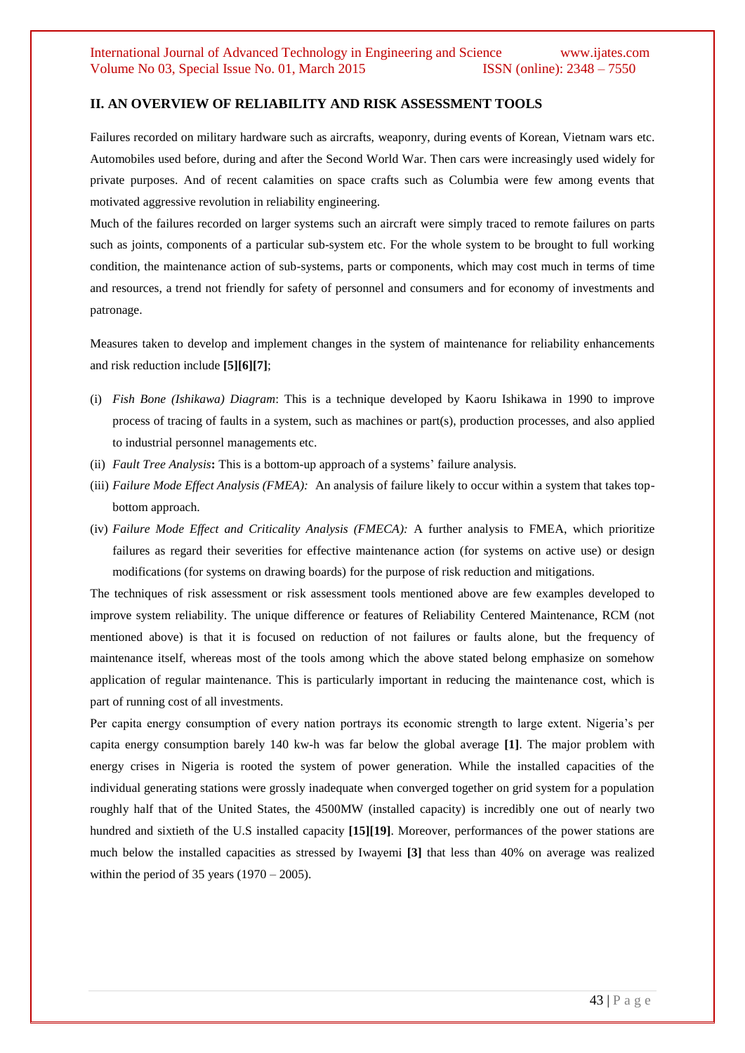## II. AN OVERVIEW OF RELIABILITY AND RISK ASSESSMENT TOOLS

Failures recorded on military hardware such as aircrafts, weaponry, during events of Korean, Vietnam wars etc. Automobiles used before, during and after the Second World War. Then cars were increasingly used widely for private purposes. And of recent calamities on space crafts such as Columbia were few among events that motivated aggressive revolution in reliability engineering.

Much of the failures recorded on larger systems such an aircraft were simply traced to remote failures on parts such as joints, components of a particular sub-system etc. For the whole system to be brought to full working condition, the maintenance action of sub-systems, parts or components, which may cost much in terms of time and resources, a trend not friendly for safety of personnel and consumers and for economy of investments and patronage.

Measures taken to develop and implement changes in the system of maintenance for reliability enhancements and risk reduction include **[5][6][7]**;

(i) *Fish Bone (Ishikawa) Diagram*: This is a technique developed by Kaoru Ishikawa in 1990 to improve process of tracing of faults in a system, such as machines or part(s), production processes, and also applied to industrial personnel managements etc.
(ii) *Fault Tree Analysis***:** This is a bottom-up approach of a systems' failure analysis.
(iii) *Failure Mode Effect Analysis (FMEA):* An analysis of failure likely to occur within a system that takes top-bottom approach.
(iv) *Failure Mode Effect and Criticality Analysis (FMECA):* A further analysis to FMEA, which prioritize failures as regard their severities for effective maintenance action (for systems on active use) or design modifications (for systems on drawing boards) for the purpose of risk reduction and mitigations.

The techniques of risk assessment or risk assessment tools mentioned above are few examples developed to improve system reliability. The unique difference or features of Reliability Centered Maintenance, RCM (not mentioned above) is that it is focused on reduction of not failures or faults alone, but the frequency of maintenance itself, whereas most of the tools among which the above stated belong emphasize on somehow application of regular maintenance. This is particularly important in reducing the maintenance cost, which is part of running cost of all investments.

Per capita energy consumption of every nation portrays its economic strength to large extent. Nigeria's per capita energy consumption barely 140 kw-h was far below the global average **[1]**. The major problem with energy crises in Nigeria is rooted the system of power generation. While the installed capacities of the individual generating stations were grossly inadequate when converged together on grid system for a population roughly half that of the United States, the 4500MW (installed capacity) is incredibly one out of nearly two hundred and sixtieth of the U.S installed capacity **[15][19]**. Moreover, performances of the power stations are much below the installed capacities as stressed by Iwayemi **[3]** that less than 40% on average was realized within the period of 35 years (1970 – 2005).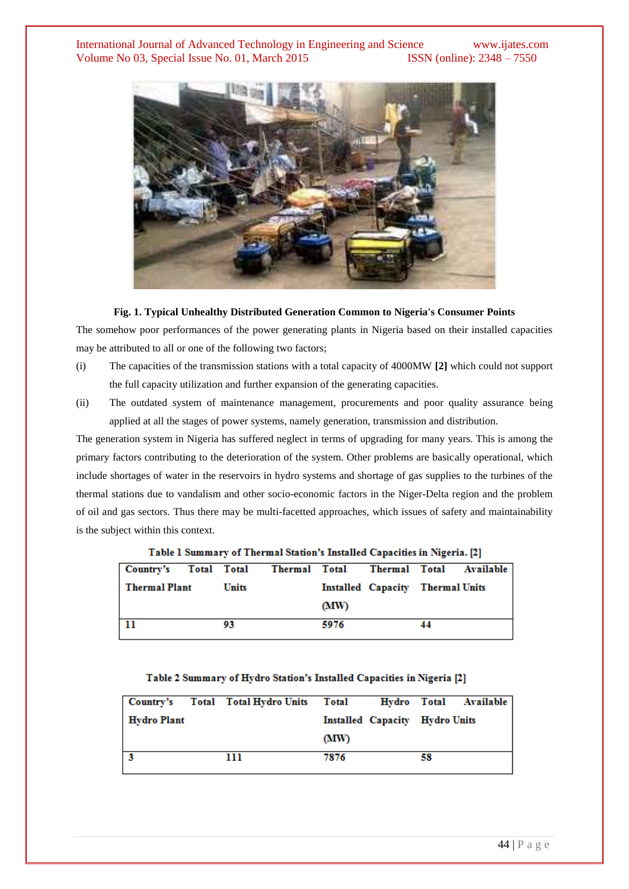**Fig. 1. Typical Unhealthy Distributed Generation Common to Nigeria's Consumer Points**

The somehow poor performances of the power generating plants in Nigeria based on their installed capacities may be attributed to all or one of the following two factors;

(i) The capacities of the transmission stations with a total capacity of 4000MW **[2]** which could not support the full capacity utilization and further expansion of the generating capacities.

(ii) The outdated system of maintenance management, procurements and poor quality assurance being applied at all the stages of power systems, namely generation, transmission and distribution.

The generation system in Nigeria has suffered neglect in terms of upgrading for many years. This is among the primary factors contributing to the deterioration of the system. Other problems are basically operational, which include shortages of water in the reservoirs in hydro systems and shortage of gas supplies to the turbines of the thermal stations due to vandalism and other socio-economic factors in the Niger-Delta region and the problem of oil and gas sectors. Thus there may be multi-facetted approaches, which issues of safety and maintainability is the subject within this context.

**Table 1 Summary of Thermal Station's Installed Capacities in Nigeria. [2]**

| Country's Total Thermal Plant | Total Thermal Units | Total Installed Capacity (MW) | Total Available Thermal Units |
|---|---|---|---|
| 11 | 93 | 5976 | 44 |

**Table 2 Summary of Hydro Station's Installed Capacities in Nigeria [2]**

| Country's Total Hydro Plant | Total Hydro Units | Total Hydro Installed Capacity (MW) | Total Available Hydro Units |
|---|---|---|---|
| 3 | 111 | 7876 | 58 |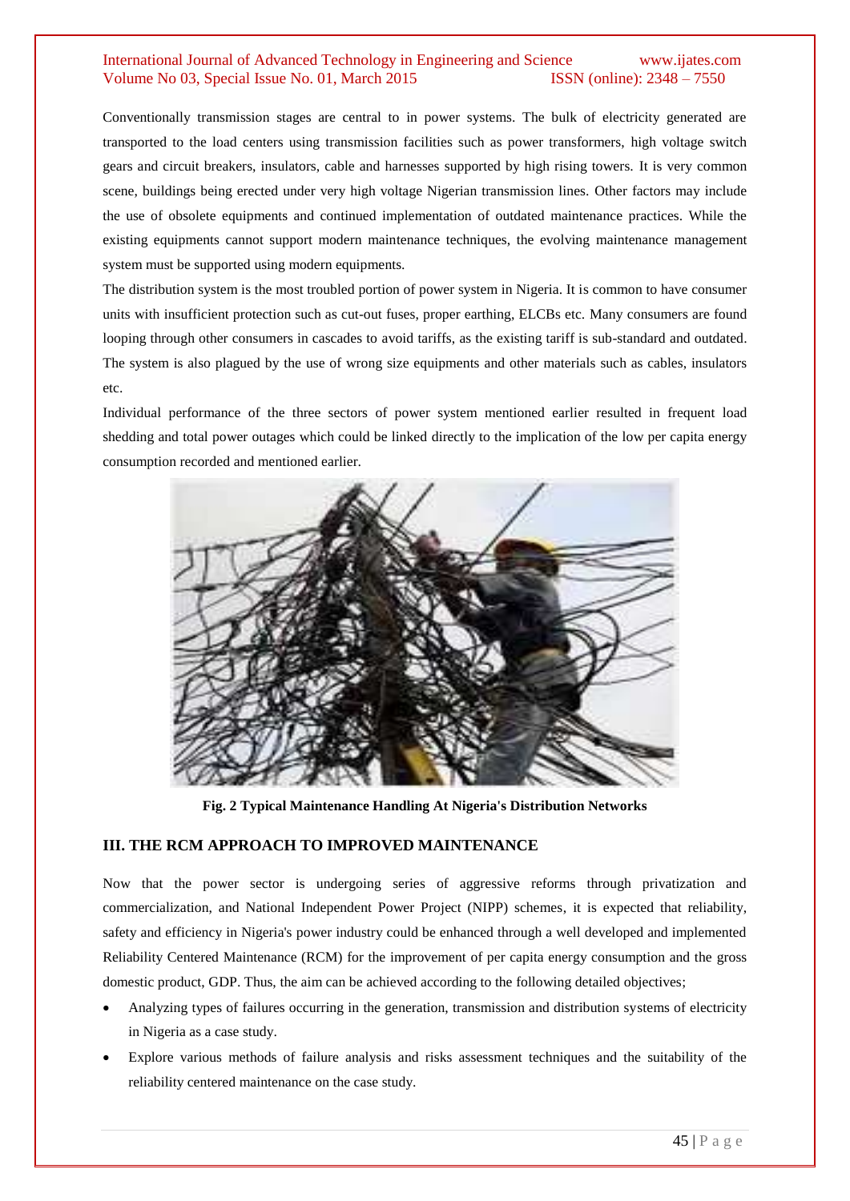Conventionally transmission stages are central to in power systems. The bulk of electricity generated are transported to the load centers using transmission facilities such as power transformers, high voltage switch gears and circuit breakers, insulators, cable and harnesses supported by high rising towers. It is very common scene, buildings being erected under very high voltage Nigerian transmission lines. Other factors may include the use of obsolete equipments and continued implementation of outdated maintenance practices. While the existing equipments cannot support modern maintenance techniques, the evolving maintenance management system must be supported using modern equipments.

The distribution system is the most troubled portion of power system in Nigeria. It is common to have consumer units with insufficient protection such as cut-out fuses, proper earthing, ELCBs etc. Many consumers are found looping through other consumers in cascades to avoid tariffs, as the existing tariff is sub-standard and outdated. The system is also plagued by the use of wrong size equipments and other materials such as cables, insulators etc.

Individual performance of the three sectors of power system mentioned earlier resulted in frequent load shedding and total power outages which could be linked directly to the implication of the low per capita energy consumption recorded and mentioned earlier.

**Fig. 2 Typical Maintenance Handling At Nigeria's Distribution Networks**

## III. THE RCM APPROACH TO IMPROVED MAINTENANCE

Now that the power sector is undergoing series of aggressive reforms through privatization and commercialization, and National Independent Power Project (NIPP) schemes, it is expected that reliability, safety and efficiency in Nigeria's power industry could be enhanced through a well developed and implemented Reliability Centered Maintenance (RCM) for the improvement of per capita energy consumption and the gross domestic product, GDP. Thus, the aim can be achieved according to the following detailed objectives;

- Analyzing types of failures occurring in the generation, transmission and distribution systems of electricity in Nigeria as a case study.
- Explore various methods of failure analysis and risks assessment techniques and the suitability of the reliability centered maintenance on the case study.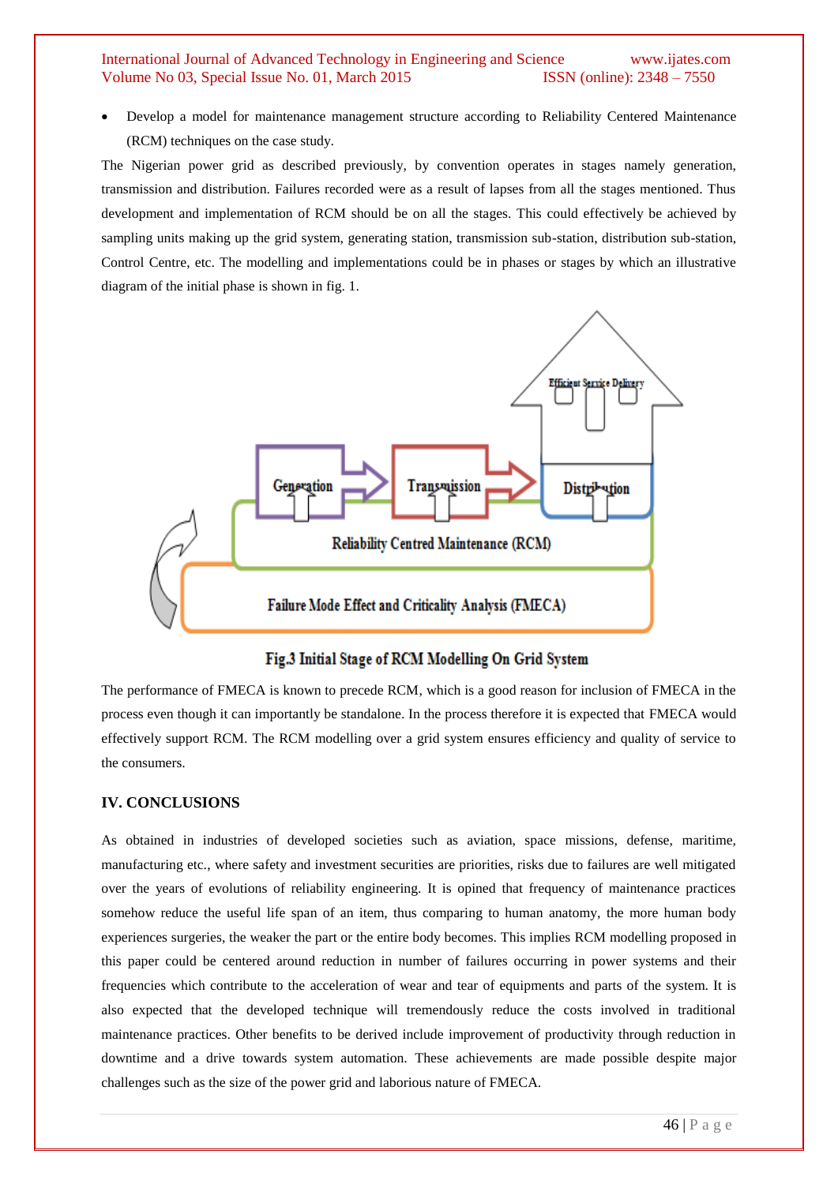- Develop a model for maintenance management structure according to Reliability Centered Maintenance (RCM) techniques on the case study.

The Nigerian power grid as described previously, by convention operates in stages namely generation, transmission and distribution. Failures recorded were as a result of lapses from all the stages mentioned. Thus development and implementation of RCM should be on all the stages. This could effectively be achieved by sampling units making up the grid system, generating station, transmission sub-station, distribution sub-station, Control Centre, etc. The modelling and implementations could be in phases or stages by which an illustrative diagram of the initial phase is shown in fig. 1.

**Fig.3 Initial Stage of RCM Modelling On Grid System**

The performance of FMECA is known to precede RCM, which is a good reason for inclusion of FMECA in the process even though it can importantly be standalone. In the process therefore it is expected that FMECA would effectively support RCM. The RCM modelling over a grid system ensures efficiency and quality of service to the consumers.

## IV. CONCLUSIONS

As obtained in industries of developed societies such as aviation, space missions, defense, maritime, manufacturing etc., where safety and investment securities are priorities, risks due to failures are well mitigated over the years of evolutions of reliability engineering. It is opined that frequency of maintenance practices somehow reduce the useful life span of an item, thus comparing to human anatomy, the more human body experiences surgeries, the weaker the part or the entire body becomes. This implies RCM modelling proposed in this paper could be centered around reduction in number of failures occurring in power systems and their frequencies which contribute to the acceleration of wear and tear of equipments and parts of the system. It is also expected that the developed technique will tremendously reduce the costs involved in traditional maintenance practices. Other benefits to be derived include improvement of productivity through reduction in downtime and a drive towards system automation. These achievements are made possible despite major challenges such as the size of the power grid and laborious nature of FMECA.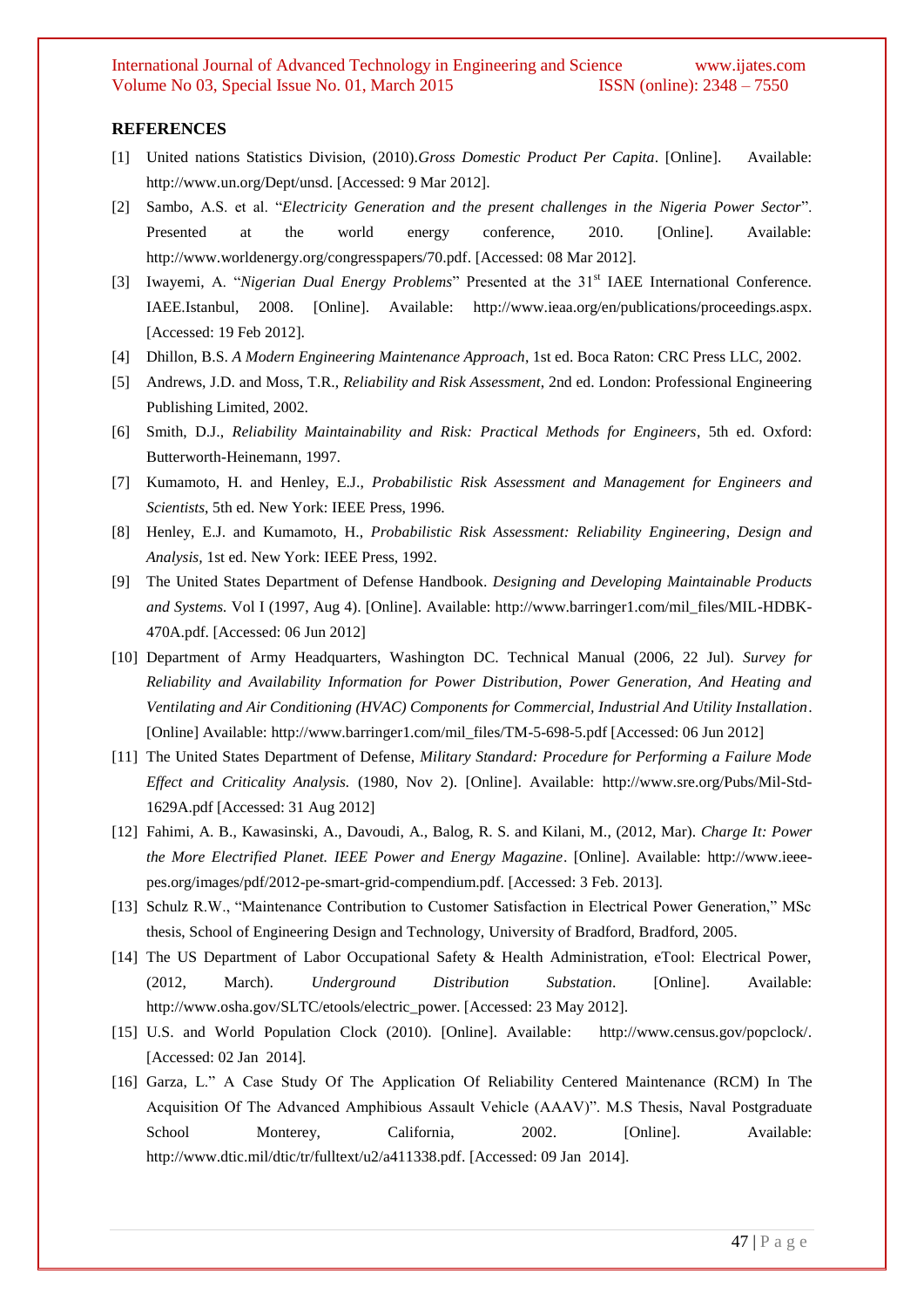## REFERENCES

[1] United nations Statistics Division, (2010).*Gross Domestic Product Per Capita*. [Online]. Available: http://www.un.org/Dept/unsd. [Accessed: 9 Mar 2012].

[2] Sambo, A.S. et al. "*Electricity Generation and the present challenges in the Nigeria Power Sector*". Presented at the world energy conference, 2010. [Online]. Available: http://www.worldenergy.org/congresspapers/70.pdf. [Accessed: 08 Mar 2012].

[3] Iwayemi, A. "*Nigerian Dual Energy Problems*" Presented at the 31st IAEE International Conference. IAEE.Istanbul, 2008. [Online]. Available: http://www.ieaa.org/en/publications/proceedings.aspx. [Accessed: 19 Feb 2012].

[4] Dhillon, B.S. *A Modern Engineering Maintenance Approach*, 1st ed. Boca Raton: CRC Press LLC, 2002.

[5] Andrews, J.D. and Moss, T.R., *Reliability and Risk Assessment,* 2nd ed. London: Professional Engineering Publishing Limited, 2002.

[6] Smith, D.J., *Reliability Maintainability and Risk: Practical Methods for Engineers*, 5th ed. Oxford: Butterworth-Heinemann, 1997.

[7] Kumamoto, H. and Henley, E.J., *Probabilistic Risk Assessment and Management for Engineers and Scientists*, 5th ed. New York: IEEE Press, 1996.

[8] Henley, E.J. and Kumamoto, H., *Probabilistic Risk Assessment: Reliability Engineering, Design and Analysis,* 1st ed. New York: IEEE Press, 1992.

[9] The United States Department of Defense Handbook. *Designing and Developing Maintainable Products and Systems.* Vol I (1997, Aug 4). [Online]. Available: http://www.barringer1.com/mil_files/MIL-HDBK-470A.pdf. [Accessed: 06 Jun 2012]

[10] Department of Army Headquarters, Washington DC. Technical Manual (2006, 22 Jul). *Survey for Reliability and Availability Information for Power Distribution, Power Generation, And Heating and Ventilating and Air Conditioning (HVAC) Components for Commercial, Industrial And Utility Installation*. [Online] Available: http://www.barringer1.com/mil_files/TM-5-698-5.pdf [Accessed: 06 Jun 2012]

[11] The United States Department of Defense, *Military Standard: Procedure for Performing a Failure Mode Effect and Criticality Analysis.* (1980, Nov 2). [Online]. Available: http://www.sre.org/Pubs/Mil-Std-1629A.pdf [Accessed: 31 Aug 2012]

[12] Fahimi, A. B., Kawasinski, A., Davoudi, A., Balog, R. S. and Kilani, M., (2012, Mar). *Charge It: Power the More Electrified Planet. IEEE Power and Energy Magazine*. [Online]. Available: http://www.ieee-pes.org/images/pdf/2012-pe-smart-grid-compendium.pdf. [Accessed: 3 Feb. 2013].

[13] Schulz R.W., "Maintenance Contribution to Customer Satisfaction in Electrical Power Generation," MSc thesis, School of Engineering Design and Technology, University of Bradford, Bradford, 2005.

[14] The US Department of Labor Occupational Safety & Health Administration, eTool: Electrical Power, (2012, March). *Underground Distribution Substation*. [Online]. Available: http://www.osha.gov/SLTC/etools/electric_power. [Accessed: 23 May 2012].

[15] U.S. and World Population Clock (2010). [Online]. Available: http://www.census.gov/popclock/. [Accessed: 02 Jan 2014].

[16] Garza, L." A Case Study Of The Application Of Reliability Centered Maintenance (RCM) In The Acquisition Of The Advanced Amphibious Assault Vehicle (AAAV)". M.S Thesis, Naval Postgraduate School Monterey, California, 2002. [Online]. Available: http://www.dtic.mil/dtic/tr/fulltext/u2/a411338.pdf. [Accessed: 09 Jan 2014].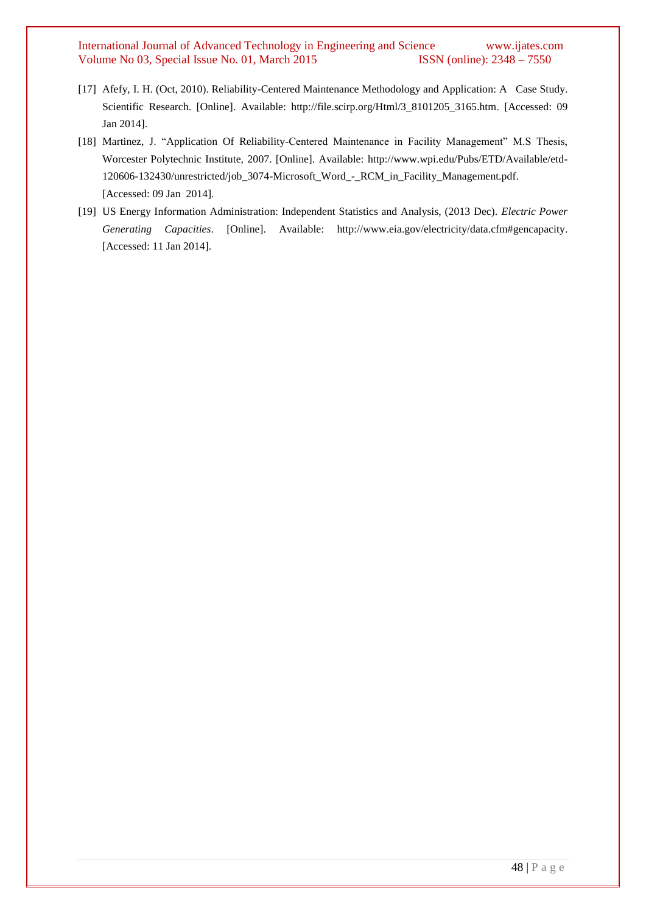[17] Afefy, I. H. (Oct, 2010). Reliability-Centered Maintenance Methodology and Application: A Case Study. Scientific Research. [Online]. Available: http://file.scirp.org/Html/3_8101205_3165.htm. [Accessed: 09 Jan 2014].

[18] Martinez, J. "Application Of Reliability-Centered Maintenance in Facility Management" M.S Thesis, Worcester Polytechnic Institute, 2007. [Online]. Available: http://www.wpi.edu/Pubs/ETD/Available/etd-120606-132430/unrestricted/job_3074-Microsoft_Word_-_RCM_in_Facility_Management.pdf. [Accessed: 09 Jan 2014].

[19] US Energy Information Administration: Independent Statistics and Analysis, (2013 Dec). *Electric Power Generating Capacities*. [Online]. Available: http://www.eia.gov/electricity/data.cfm#gencapacity. [Accessed: 11 Jan 2014].